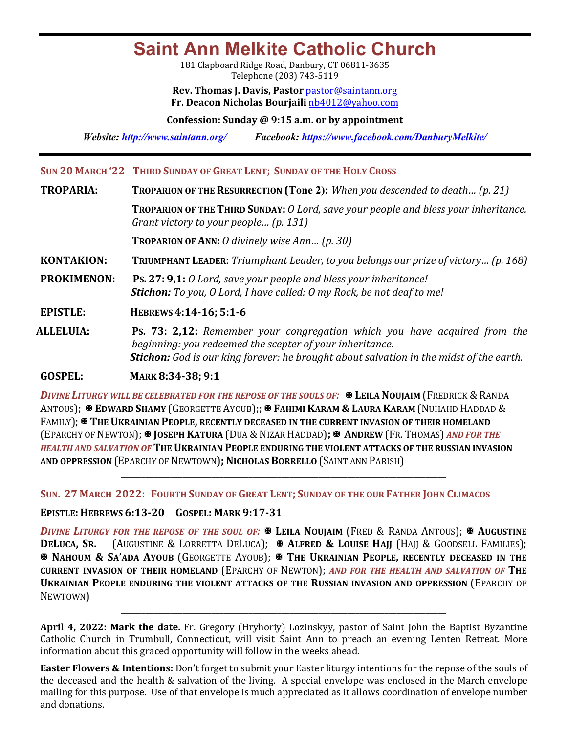# Saint Ann Melkite Catholic Church

181 Clapboard Ridge Road, Danbury, CT 06811-3635
Telephone (203) 743-5119

**Rev. Thomas J. Davis, Pastor** pastor@saintann.org
**Fr. Deacon Nicholas Bourjaili** nb4012@yahoo.com

**Confession: Sunday @ 9:15 a.m. or by appointment**

***Website: http://www.saintann.org/*** ***Facebook: https://www.facebook.com/DanburyMelkite/***

---

## SUN 20 MARCH '22 THIRD SUNDAY OF GREAT LENT; SUNDAY OF THE HOLY CROSS

**TROPARIA:** **TROPARION OF THE RESURRECTION (Tone 2):** *When you descended to death… (p. 21)*

**TROPARION OF THE THIRD SUNDAY:** *O Lord, save your people and bless your inheritance. Grant victory to your people… (p. 131)*

**TROPARION OF ANN:** *O divinely wise Ann… (p. 30)*

**KONTAKION:** **TRIUMPHANT LEADER**: *Triumphant Leader, to you belongs our prize of victory… (p. 168)*

**PROKIMENON:** **PS. 27: 9,1:** *O Lord, save your people and bless your inheritance!*
***Stichon:*** *To you, O Lord, I have called: O my Rock, be not deaf to me!*

**EPISTLE:** **HEBREWS 4:14-16; 5:1-6**

**ALLELUIA:** **PS. 73: 2,12:** *Remember your congregation which you have acquired from the beginning: you redeemed the scepter of your inheritance.*
***Stichon:*** *God is our king forever: he brought about salvation in the midst of the earth.*

**GOSPEL:** **MARK 8:34-38; 9:1**

***DIVINE LITURGY WILL BE CELEBRATED FOR THE REPOSE OF THE SOULS OF:*** ✠ **LEILA NOUJAIM** (FREDRICK & RANDA ANTOUS); ✠ **EDWARD SHAMY** (GEORGETTE AYOUB);; ✠ **FAHIMI KARAM & LAURA KARAM** (NUHAHD HADDAD & FAMILY); ✠ **THE UKRAINIAN PEOPLE, RECENTLY DECEASED IN THE CURRENT INVASION OF THEIR HOMELAND** (EPARCHY OF NEWTON); ✠ **JOSEPH KATURA** (DUA & NIZAR HADDAD)**;** ✠ **ANDREW** (FR. THOMAS) ***AND FOR THE HEALTH AND SALVATION OF*** **THE UKRAINIAN PEOPLE ENDURING THE VIOLENT ATTACKS OF THE RUSSIAN INVASION AND OPPRESSION** (EPARCHY OF NEWTOWN)**; NICHOLAS BORRELLO** (SAINT ANN PARISH)

---

## SUN. 27 MARCH 2022: FOURTH SUNDAY OF GREAT LENT; SUNDAY OF THE OUR FATHER JOHN CLIMACOS

**EPISTLE: HEBREWS 6:13-20 GOSPEL: MARK 9:17-31**

***DIVINE LITURGY FOR THE REPOSE OF THE SOUL OF:*** ✠ **LEILA NOUJAIM** (FRED & RANDA ANTOUS); ✠ **AUGUSTINE DELUCA, SR.** (AUGUSTINE & LORRETTA DELUCA); ✠ **ALFRED & LOUISE HAJJ** (HAJJ & GOODSELL FAMILIES); ✠ **NAHOUM & SA'ADA AYOUB** (GEORGETTE AYOUB); ✠ **THE UKRAINIAN PEOPLE, RECENTLY DECEASED IN THE CURRENT INVASION OF THEIR HOMELAND** (EPARCHY OF NEWTON); ***AND FOR THE HEALTH AND SALVATION OF*** **THE UKRAINIAN PEOPLE ENDURING THE VIOLENT ATTACKS OF THE RUSSIAN INVASION AND OPPRESSION** (EPARCHY OF NEWTOWN)

---

**April 4, 2022: Mark the date.** Fr. Gregory (Hryhoriy) Lozinskyy, pastor of Saint John the Baptist Byzantine Catholic Church in Trumbull, Connecticut, will visit Saint Ann to preach an evening Lenten Retreat. More information about this graced opportunity will follow in the weeks ahead.

**Easter Flowers & Intentions:** Don't forget to submit your Easter liturgy intentions for the repose of the souls of the deceased and the health & salvation of the living. A special envelope was enclosed in the March envelope mailing for this purpose. Use of that envelope is much appreciated as it allows coordination of envelope number and donations.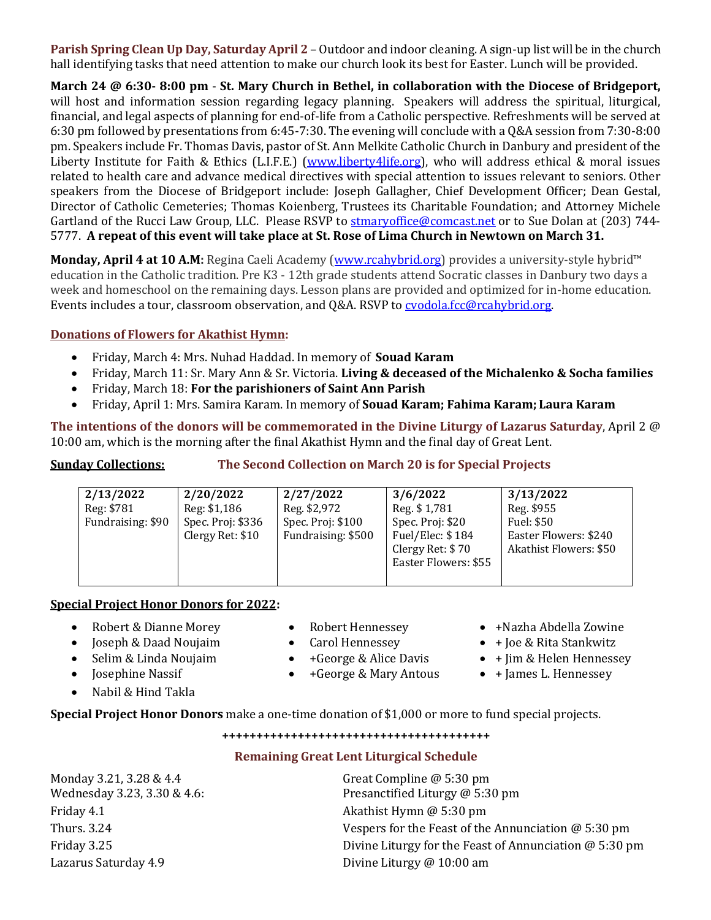**Parish Spring Clean Up Day, Saturday April 2** – Outdoor and indoor cleaning. A sign-up list will be in the church hall identifying tasks that need attention to make our church look its best for Easter. Lunch will be provided.

**March 24 @ 6:30- 8:00 pm - St. Mary Church in Bethel, in collaboration with the Diocese of Bridgeport,** will host and information session regarding legacy planning. Speakers will address the spiritual, liturgical, financial, and legal aspects of planning for end-of-life from a Catholic perspective. Refreshments will be served at 6:30 pm followed by presentations from 6:45-7:30. The evening will conclude with a Q&A session from 7:30-8:00 pm. Speakers include Fr. Thomas Davis, pastor of St. Ann Melkite Catholic Church in Danbury and president of the Liberty Institute for Faith & Ethics (L.I.F.E.) (www.liberty4life.org), who will address ethical & moral issues related to health care and advance medical directives with special attention to issues relevant to seniors. Other speakers from the Diocese of Bridgeport include: Joseph Gallagher, Chief Development Officer; Dean Gestal, Director of Catholic Cemeteries; Thomas Koienberg, Trustees its Charitable Foundation; and Attorney Michele Gartland of the Rucci Law Group, LLC. Please RSVP to stmaryoffice@comcast.net or to Sue Dolan at (203) 744-5777. **A repeat of this event will take place at St. Rose of Lima Church in Newtown on March 31.**

**Monday, April 4 at 10 A.M:** Regina Caeli Academy (www.rcahybrid.org) provides a university-style hybrid™ education in the Catholic tradition. Pre K3 - 12th grade students attend Socratic classes in Danbury two days a week and homeschool on the remaining days. Lesson plans are provided and optimized for in-home education. Events includes a tour, classroom observation, and Q&A. RSVP to cvodola.fcc@rcahybrid.org.

**Donations of Flowers for Akathist Hymn:**

- Friday, March 4: Mrs. Nuhad Haddad. In memory of **Souad Karam**
- Friday, March 11: Sr. Mary Ann & Sr. Victoria. **Living & deceased of the Michalenko & Socha families**
- Friday, March 18: **For the parishioners of Saint Ann Parish**
- Friday, April 1: Mrs. Samira Karam. In memory of **Souad Karam; Fahima Karam; Laura Karam**

**The intentions of the donors will be commemorated in the Divine Liturgy of Lazarus Saturday**, April 2 @ 10:00 am, which is the morning after the final Akathist Hymn and the final day of Great Lent.

**Sunday Collections:** **The Second Collection on March 20 is for Special Projects**

| 2/13/2022 | 2/20/2022 | 2/27/2022 | 3/6/2022 | 3/13/2022 |
|---|---|---|---|---|
| Reg: $781<br>Fundraising: $90 | Reg: $1,186<br>Spec. Proj: $336<br>Clergy Ret: $10 | Reg. $2,972<br>Spec. Proj: $100<br>Fundraising: $500 | Reg. $ 1,781<br>Spec. Proj: $20<br>Fuel/Elec: $ 184<br>Clergy Ret: $ 70<br>Easter Flowers: $55 | Reg. $955<br>Fuel: $50<br>Easter Flowers: $240<br>Akathist Flowers: $50 |

**Special Project Honor Donors for 2022:**

- Robert & Dianne Morey
- Joseph & Daad Noujaim
- Selim & Linda Noujaim
- Josephine Nassif
- Nabil & Hind Takla
- Robert Hennessey
- Carol Hennessey
- +George & Alice Davis
- +George & Mary Antous
- +Nazha Abdella Zowine
- + Joe & Rita Stankwitz
- + Jim & Helen Hennessey
- + James L. Hennessey

**Special Project Honor Donors** make a one-time donation of $1,000 or more to fund special projects.

++++++++++++++++++++++++++++++++++++++++

**Remaining Great Lent Liturgical Schedule**

| | |
|---|---|
| Monday 3.21, 3.28 & 4.4 | Great Compline @ 5:30 pm |
| Wednesday 3.23, 3.30 & 4.6: | Presanctified Liturgy @ 5:30 pm |
| Friday 4.1 | Akathist Hymn @ 5:30 pm |
| Thurs. 3.24 | Vespers for the Feast of the Annunciation @ 5:30 pm |
| Friday 3.25 | Divine Liturgy for the Feast of Annunciation @ 5:30 pm |
| Lazarus Saturday 4.9 | Divine Liturgy @ 10:00 am |